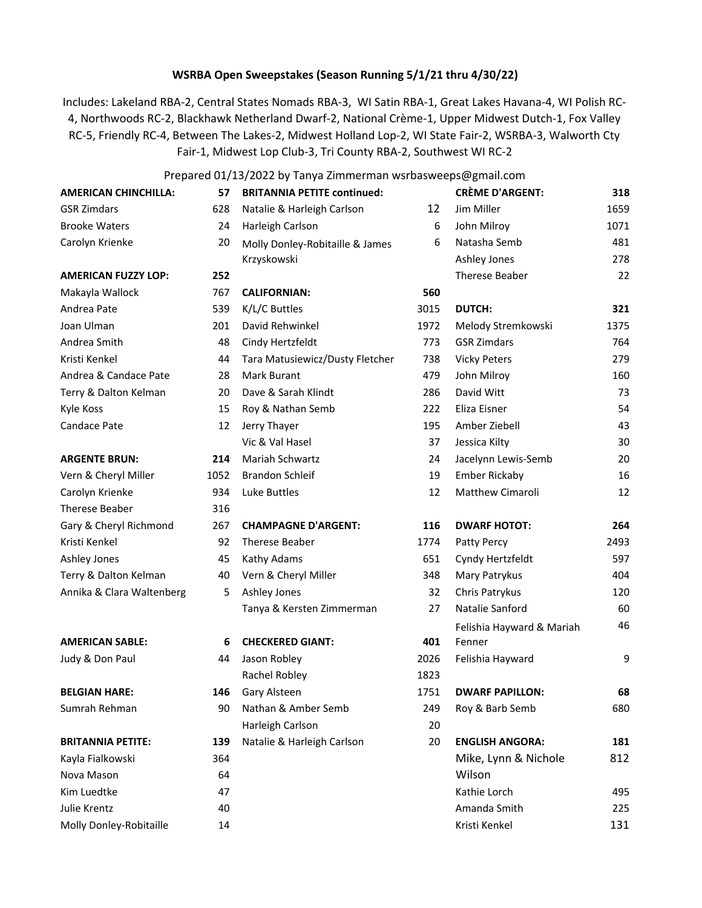# WSRBA Open Sweepstakes (Season Running 5/1/21 thru 4/30/22)

Includes: Lakeland RBA-2, Central States Nomads RBA-3, WI Satin RBA-1, Great Lakes Havana-4, WI Polish RC-4, Northwoods RC-2, Blackhawk Netherland Dwarf-2, National Crème-1, Upper Midwest Dutch-1, Fox Valley RC-5, Friendly RC-4, Between The Lakes-2, Midwest Holland Lop-2, WI State Fair-2, WSRBA-3, Walworth Cty Fair-1, Midwest Lop Club-3, Tri County RBA-2, Southwest WI RC-2

Prepared 01/13/2022 by Tanya Zimmerman wsrbasweeps@gmail.com

| AMERICAN CHINCHILLA: | 57 |
|---|---|
| GSR Zimdars | 628 |
| Brooke Waters | 24 |
| Carolyn Krienke | 20 |

| AMERICAN FUZZY LOP: | 252 |
|---|---|
| Makayla Wallock | 767 |
| Andrea Pate | 539 |
| Joan Ulman | 201 |
| Andrea Smith | 48 |
| Kristi Kenkel | 44 |
| Andrea & Candace Pate | 28 |
| Terry & Dalton Kelman | 20 |
| Kyle Koss | 15 |
| Candace Pate | 12 |

| ARGENTE BRUN: | 214 |
|---|---|
| Vern & Cheryl Miller | 1052 |
| Carolyn Krienke | 934 |
| Therese Beaber | 316 |
| Gary & Cheryl Richmond | 267 |
| Kristi Kenkel | 92 |
| Ashley Jones | 45 |
| Terry & Dalton Kelman | 40 |
| Annika & Clara Waltenberg | 5 |

| AMERICAN SABLE: | 6 |
|---|---|
| Judy & Don Paul | 44 |

| BELGIAN HARE: | 146 |
|---|---|
| Sumrah Rehman | 90 |

| BRITANNIA PETITE: | 139 |
|---|---|
| Kayla Fialkowski | 364 |
| Nova Mason | 64 |
| Kim Luedtke | 47 |
| Julie Krentz | 40 |
| Molly Donley-Robitaille | 14 |
| Natalie & Harleigh Carlson | 12 |
| Harleigh Carlson | 6 |
| Molly Donley-Robitaille & James Krzyskowski | 6 |

| CALIFORNIAN: | 560 |
|---|---|
| K/L/C Buttles | 3015 |
| David Rehwinkel | 1972 |
| Cindy Hertzfeldt | 773 |
| Tara Matusiewicz/Dusty Fletcher | 738 |
| Mark Burant | 479 |
| Dave & Sarah Klindt | 286 |
| Roy & Nathan Semb | 222 |
| Jerry Thayer | 195 |
| Vic & Val Hasel | 37 |
| Mariah Schwartz | 24 |
| Brandon Schleif | 19 |
| Luke Buttles | 12 |

| CHAMPAGNE D'ARGENT: | 116 |
|---|---|
| Therese Beaber | 1774 |
| Kathy Adams | 651 |
| Vern & Cheryl Miller | 348 |
| Ashley Jones | 32 |
| Tanya & Kersten Zimmerman | 27 |

| CHECKERED GIANT: | 401 |
|---|---|
| Jason Robley | 2026 |
| Rachel Robley | 1823 |
| Gary Alsteen | 1751 |
| Nathan & Amber Semb | 249 |
| Harleigh Carlson | 20 |
| Natalie & Harleigh Carlson | 20 |

| CRÈME D'ARGENT: | 318 |
|---|---|
| Jim Miller | 1659 |
| John Milroy | 1071 |
| Natasha Semb | 481 |
| Ashley Jones | 278 |
| Therese Beaber | 22 |

| DUTCH: | 321 |
|---|---|
| Melody Stremkowski | 1375 |
| GSR Zimdars | 764 |
| Vicky Peters | 279 |
| John Milroy | 160 |
| David Witt | 73 |
| Eliza Eisner | 54 |
| Amber Ziebell | 43 |
| Jessica Kilty | 30 |
| Jacelynn Lewis-Semb | 20 |
| Ember Rickaby | 16 |
| Matthew Cimaroli | 12 |

| DWARF HOTOT: | 264 |
|---|---|
| Patty Percy | 2493 |
| Cyndy Hertzfeldt | 597 |
| Mary Patrykus | 404 |
| Chris Patrykus | 120 |
| Natalie Sanford | 60 |
| Felishia Hayward & Mariah Fenner | 46 |
| Felishia Hayward | 9 |

| DWARF PAPILLON: | 68 |
|---|---|
| Roy & Barb Semb | 680 |

| ENGLISH ANGORA: | 181 |
|---|---|
| Mike, Lynn & Nichole Wilson | 812 |
| Kathie Lorch | 495 |
| Amanda Smith | 225 |
| Kristi Kenkel | 131 |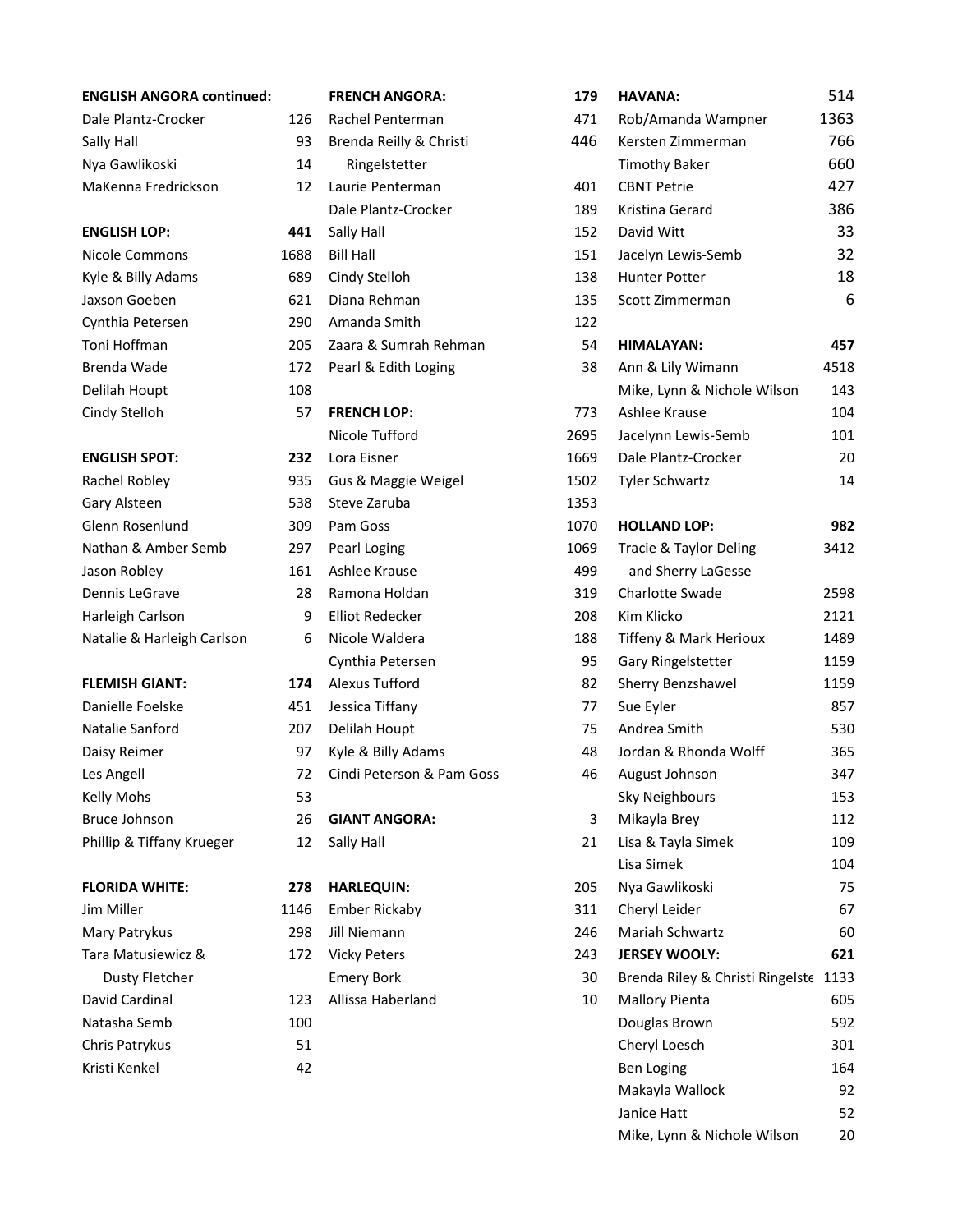| ENGLISH ANGORA continued: | |
| --- | --- |
| Dale Plantz-Crocker | 126 |
| Sally Hall | 93 |
| Nya Gawlikoski | 14 |
| MaKenna Fredrickson | 12 |

| **ENGLISH LOP:** | **441** |
| --- | --- |
| Nicole Commons | 1688 |
| Kyle & Billy Adams | 689 |
| Jaxson Goeben | 621 |
| Cynthia Petersen | 290 |
| Toni Hoffman | 205 |
| Brenda Wade | 172 |
| Delilah Houpt | 108 |
| Cindy Stelloh | 57 |

| **ENGLISH SPOT:** | **232** |
| --- | --- |
| Rachel Robley | 935 |
| Gary Alsteen | 538 |
| Glenn Rosenlund | 309 |
| Nathan & Amber Semb | 297 |
| Jason Robley | 161 |
| Dennis LeGrave | 28 |
| Harleigh Carlson | 9 |
| Natalie & Harleigh Carlson | 6 |

| **FLEMISH GIANT:** | **174** |
| --- | --- |
| Danielle Foelske | 451 |
| Natalie Sanford | 207 |
| Daisy Reimer | 97 |
| Les Angell | 72 |
| Kelly Mohs | 53 |
| Bruce Johnson | 26 |
| Phillip & Tiffany Krueger | 12 |

| **FLORIDA WHITE:** | **278** |
| --- | --- |
| Jim Miller | 1146 |
| Mary Patrykus | 298 |
| Tara Matusiewicz & Dusty Fletcher | 172 |
| David Cardinal | 123 |
| Natasha Semb | 100 |
| Chris Patrykus | 51 |
| Kristi Kenkel | 42 |

| **FRENCH ANGORA:** | **179** |
| --- | --- |
| Rachel Penterman | 471 |
| Brenda Reilly & Christi Ringelstetter | 446 |
| Laurie Penterman | 401 |
| Dale Plantz-Crocker | 189 |
| Sally Hall | 152 |
| Bill Hall | 151 |
| Cindy Stelloh | 138 |
| Diana Rehman | 135 |
| Amanda Smith | 122 |
| Zaara & Sumrah Rehman | 54 |
| Pearl & Edith Loging | 38 |

| **FRENCH LOP:** | 773 |
| --- | --- |
| Nicole Tufford | 2695 |
| Lora Eisner | 1669 |
| Gus & Maggie Weigel | 1502 |
| Steve Zaruba | 1353 |
| Pam Goss | 1070 |
| Pearl Loging | 1069 |
| Ashlee Krause | 499 |
| Ramona Holdan | 319 |
| Elliot Redecker | 208 |
| Nicole Waldera | 188 |
| Cynthia Petersen | 95 |
| Alexus Tufford | 82 |
| Jessica Tiffany | 77 |
| Delilah Houpt | 75 |
| Kyle & Billy Adams | 48 |
| Cindi Peterson & Pam Goss | 46 |

| **GIANT ANGORA:** | 3 |
| --- | --- |
| Sally Hall | 21 |

| **HARLEQUIN:** | 205 |
| --- | --- |
| Ember Rickaby | 311 |
| Jill Niemann | 246 |
| Vicky Peters | 243 |
| Emery Bork | 30 |
| Allissa Haberland | 10 |

| **HAVANA:** | 514 |
| --- | --- |
| Rob/Amanda Wampner | 1363 |
| Kersten Zimmerman | 766 |
| Timothy Baker | 660 |
| CBNT Petrie | 427 |
| Kristina Gerard | 386 |
| David Witt | 33 |
| Jacelyn Lewis-Semb | 32 |
| Hunter Potter | 18 |
| Scott Zimmerman | 6 |

| **HIMALAYAN:** | **457** |
| --- | --- |
| Ann & Lily Wimann | 4518 |
| Mike, Lynn & Nichole Wilson | 143 |
| Ashlee Krause | 104 |
| Jacelynn Lewis-Semb | 101 |
| Dale Plantz-Crocker | 20 |
| Tyler Schwartz | 14 |

| **HOLLAND LOP:** | **982** |
| --- | --- |
| Tracie & Taylor Deling and Sherry LaGesse | 3412 |
| Charlotte Swade | 2598 |
| Kim Klicko | 2121 |
| Tiffeny & Mark Herioux | 1489 |
| Gary Ringelstetter | 1159 |
| Sherry Benzshawel | 1159 |
| Sue Eyler | 857 |
| Andrea Smith | 530 |
| Jordan & Rhonda Wolff | 365 |
| August Johnson | 347 |
| Sky Neighbours | 153 |
| Mikayla Brey | 112 |
| Lisa & Tayla Simek | 109 |
| Lisa Simek | 104 |
| Nya Gawlikoski | 75 |
| Cheryl Leider | 67 |
| Mariah Schwartz | 60 |

| **JERSEY WOOLY:** | **621** |
| --- | --- |
| Brenda Riley & Christi Ringelste | 1133 |
| Mallory Pienta | 605 |
| Douglas Brown | 592 |
| Cheryl Loesch | 301 |
| Ben Loging | 164 |
| Makayla Wallock | 92 |
| Janice Hatt | 52 |
| Mike, Lynn & Nichole Wilson | 20 |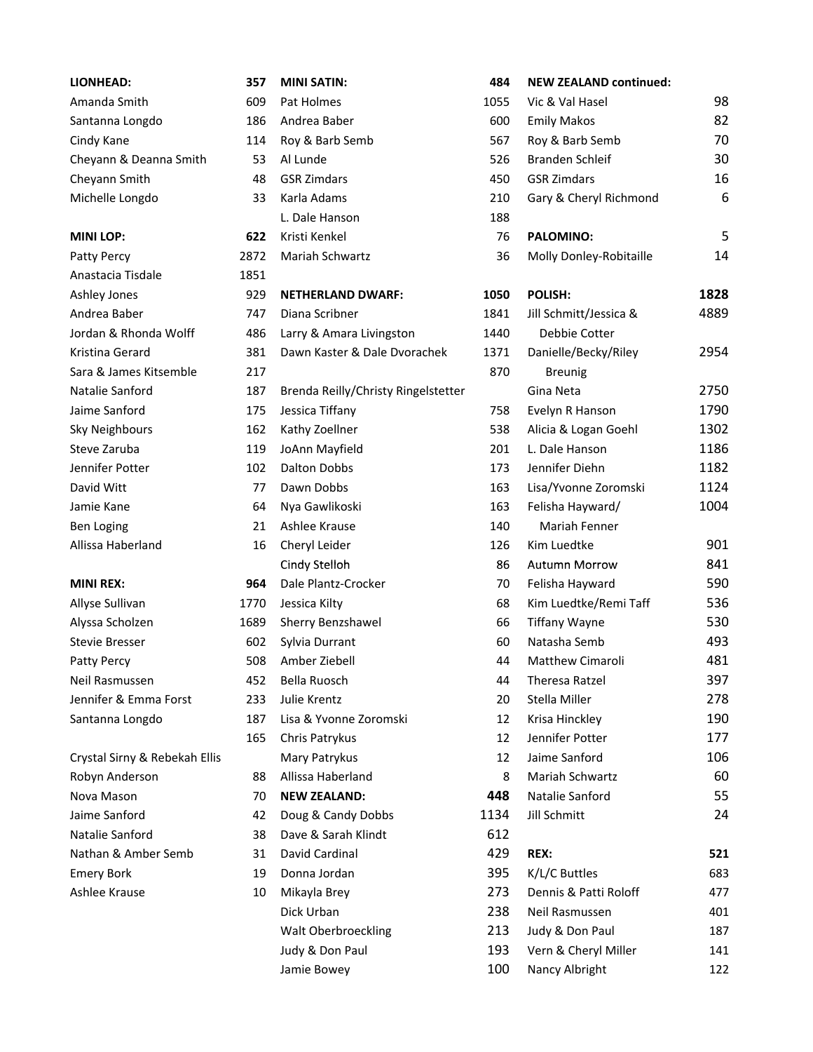| LIONHEAD: | 357 |
|---|---|
| Amanda Smith | 609 |
| Santanna Longdo | 186 |
| Cindy Kane | 114 |
| Cheyann & Deanna Smith | 53 |
| Cheyann Smith | 48 |
| Michelle Longdo | 33 |

| MINI LOP: | 622 |
|---|---|
| Patty Percy | 2872 |
| Anastacia Tisdale | 1851 |
| Ashley Jones | 929 |
| Andrea Baber | 747 |
| Jordan & Rhonda Wolff | 486 |
| Kristina Gerard | 381 |
| Sara & James Kitsemble | 217 |
| Natalie Sanford | 187 |
| Jaime Sanford | 175 |
| Sky Neighbours | 162 |
| Steve Zaruba | 119 |
| Jennifer Potter | 102 |
| David Witt | 77 |
| Jamie Kane | 64 |
| Ben Loging | 21 |
| Allissa Haberland | 16 |

| MINI REX: | 964 |
|---|---|
| Allyse Sullivan | 1770 |
| Alyssa Scholzen | 1689 |
| Stevie Bresser | 602 |
| Patty Percy | 508 |
| Neil Rasmussen | 452 |
| Jennifer & Emma Forst | 233 |
| Santanna Longdo | 187 |
| Crystal Sirny & Rebekah Ellis | 165 |
| Robyn Anderson | 88 |
| Nova Mason | 70 |
| Jaime Sanford | 42 |
| Natalie Sanford | 38 |
| Nathan & Amber Semb | 31 |
| Emery Bork | 19 |
| Ashlee Krause | 10 |

| MINI SATIN: | 484 |
|---|---|
| Pat Holmes | 1055 |
| Andrea Baber | 600 |
| Roy & Barb Semb | 567 |
| Al Lunde | 526 |
| GSR Zimdars | 450 |
| Karla Adams | 210 |
| L. Dale Hanson | 188 |
| Kristi Kenkel | 76 |
| Mariah Schwartz | 36 |

| NETHERLAND DWARF: | 1050 |
|---|---|
| Diana Scribner | 1841 |
| Larry & Amara Livingston | 1440 |
| Dawn Kaster & Dale Dvorachek | 1371 |
| Brenda Reilly/Christy Ringelstetter | 870 |
| Jessica Tiffany | 758 |
| Kathy Zoellner | 538 |
| JoAnn Mayfield | 201 |
| Dalton Dobbs | 173 |
| Dawn Dobbs | 163 |
| Nya Gawlikoski | 163 |
| Ashlee Krause | 140 |
| Cheryl Leider | 126 |
| Cindy Stelloh | 86 |
| Dale Plantz-Crocker | 70 |
| Jessica Kilty | 68 |
| Sherry Benzshawel | 66 |
| Sylvia Durrant | 60 |
| Amber Ziebell | 44 |
| Bella Ruosch | 44 |
| Julie Krentz | 20 |
| Lisa & Yvonne Zoromski | 12 |
| Chris Patrykus | 12 |
| Mary Patrykus | 12 |
| Allissa Haberland | 8 |

| NEW ZEALAND: | 448 |
|---|---|
| Doug & Candy Dobbs | 1134 |
| Dave & Sarah Klindt | 612 |
| David Cardinal | 429 |
| Donna Jordan | 395 |
| Mikayla Brey | 273 |
| Dick Urban | 238 |
| Walt Oberbroeckling | 213 |
| Judy & Don Paul | 193 |
| Jamie Bowey | 100 |
| Vic & Val Hasel | 98 |
| Emily Makos | 82 |
| Roy & Barb Semb | 70 |
| Branden Schleif | 30 |
| GSR Zimdars | 16 |
| Gary & Cheryl Richmond | 6 |

| PALOMINO: | 5 |
|---|---|
| Molly Donley-Robitaille | 14 |

| POLISH: | 1828 |
|---|---|
| Jill Schmitt/Jessica & Debbie Cotter | 4889 |
| Danielle/Becky/Riley Breunig | 2954 |
| Gina Neta | 2750 |
| Evelyn R Hanson | 1790 |
| Alicia & Logan Goehl | 1302 |
| L. Dale Hanson | 1186 |
| Jennifer Diehn | 1182 |
| Lisa/Yvonne Zoromski | 1124 |
| Felisha Hayward/ Mariah Fenner | 1004 |
| Kim Luedtke | 901 |
| Autumn Morrow | 841 |
| Felisha Hayward | 590 |
| Kim Luedtke/Remi Taff | 536 |
| Tiffany Wayne | 530 |
| Natasha Semb | 493 |
| Matthew Cimaroli | 481 |
| Theresa Ratzel | 397 |
| Stella Miller | 278 |
| Krisa Hinckley | 190 |
| Jennifer Potter | 177 |
| Jaime Sanford | 106 |
| Mariah Schwartz | 60 |
| Natalie Sanford | 55 |
| Jill Schmitt | 24 |

| REX: | 521 |
|---|---|
| K/L/C Buttles | 683 |
| Dennis & Patti Roloff | 477 |
| Neil Rasmussen | 401 |
| Judy & Don Paul | 187 |
| Vern & Cheryl Miller | 141 |
| Nancy Albright | 122 |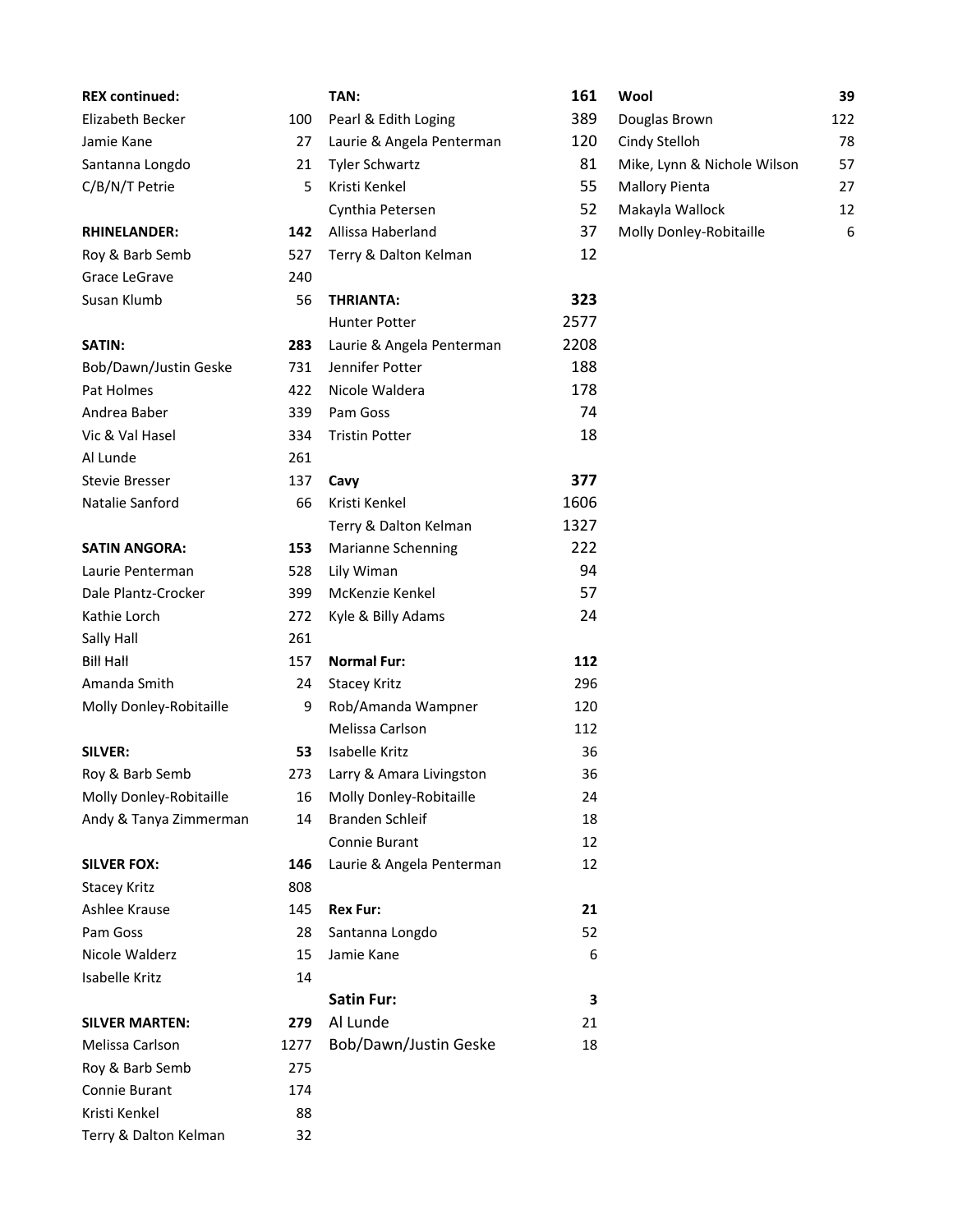| REX continued: | |
|---|---|
| Elizabeth Becker | 100 |
| Jamie Kane | 27 |
| Santanna Longdo | 21 |
| C/B/N/T Petrie | 5 |

| RHINELANDER: | 142 |
|---|---|
| Roy & Barb Semb | 527 |
| Grace LeGrave | 240 |
| Susan Klumb | 56 |

| SATIN: | 283 |
|---|---|
| Bob/Dawn/Justin Geske | 731 |
| Pat Holmes | 422 |
| Andrea Baber | 339 |
| Vic & Val Hasel | 334 |
| Al Lunde | 261 |
| Stevie Bresser | 137 |
| Natalie Sanford | 66 |

| SATIN ANGORA: | 153 |
|---|---|
| Laurie Penterman | 528 |
| Dale Plantz-Crocker | 399 |
| Kathie Lorch | 272 |
| Sally Hall | 261 |
| Bill Hall | 157 |
| Amanda Smith | 24 |
| Molly Donley-Robitaille | 9 |

| SILVER: | 53 |
|---|---|
| Roy & Barb Semb | 273 |
| Molly Donley-Robitaille | 16 |
| Andy & Tanya Zimmerman | 14 |

| SILVER FOX: | 146 |
|---|---|
| Stacey Kritz | 808 |
| Ashlee Krause | 145 |
| Pam Goss | 28 |
| Nicole Walderz | 15 |
| Isabelle Kritz | 14 |

| SILVER MARTEN: | 279 |
|---|---|
| Melissa Carlson | 1277 |
| Roy & Barb Semb | 275 |
| Connie Burant | 174 |
| Kristi Kenkel | 88 |
| Terry & Dalton Kelman | 32 |

| TAN: | 161 |
|---|---|
| Pearl & Edith Loging | 389 |
| Laurie & Angela Penterman | 120 |
| Tyler Schwartz | 81 |
| Kristi Kenkel | 55 |
| Cynthia Petersen | 52 |
| Allissa Haberland | 37 |
| Terry & Dalton Kelman | 12 |

| THRIANTA: | 323 |
|---|---|
| Hunter Potter | 2577 |
| Laurie & Angela Penterman | 2208 |
| Jennifer Potter | 188 |
| Nicole Waldera | 178 |
| Pam Goss | 74 |
| Tristin Potter | 18 |

| Cavy | 377 |
|---|---|
| Kristi Kenkel | 1606 |
| Terry & Dalton Kelman | 1327 |
| Marianne Schenning | 222 |
| Lily Wiman | 94 |
| McKenzie Kenkel | 57 |
| Kyle & Billy Adams | 24 |

| Normal Fur: | 112 |
|---|---|
| Stacey Kritz | 296 |
| Rob/Amanda Wampner | 120 |
| Melissa Carlson | 112 |
| Isabelle Kritz | 36 |
| Larry & Amara Livingston | 36 |
| Molly Donley-Robitaille | 24 |
| Branden Schleif | 18 |
| Connie Burant | 12 |
| Laurie & Angela Penterman | 12 |

| Rex Fur: | 21 |
|---|---|
| Santanna Longdo | 52 |
| Jamie Kane | 6 |

| Satin Fur: | 3 |
|---|---|
| Al Lunde | 21 |
| Bob/Dawn/Justin Geske | 18 |

| Wool | 39 |
|---|---|
| Douglas Brown | 122 |
| Cindy Stelloh | 78 |
| Mike, Lynn & Nichole Wilson | 57 |
| Mallory Pienta | 27 |
| Makayla Wallock | 12 |
| Molly Donley-Robitaille | 6 |